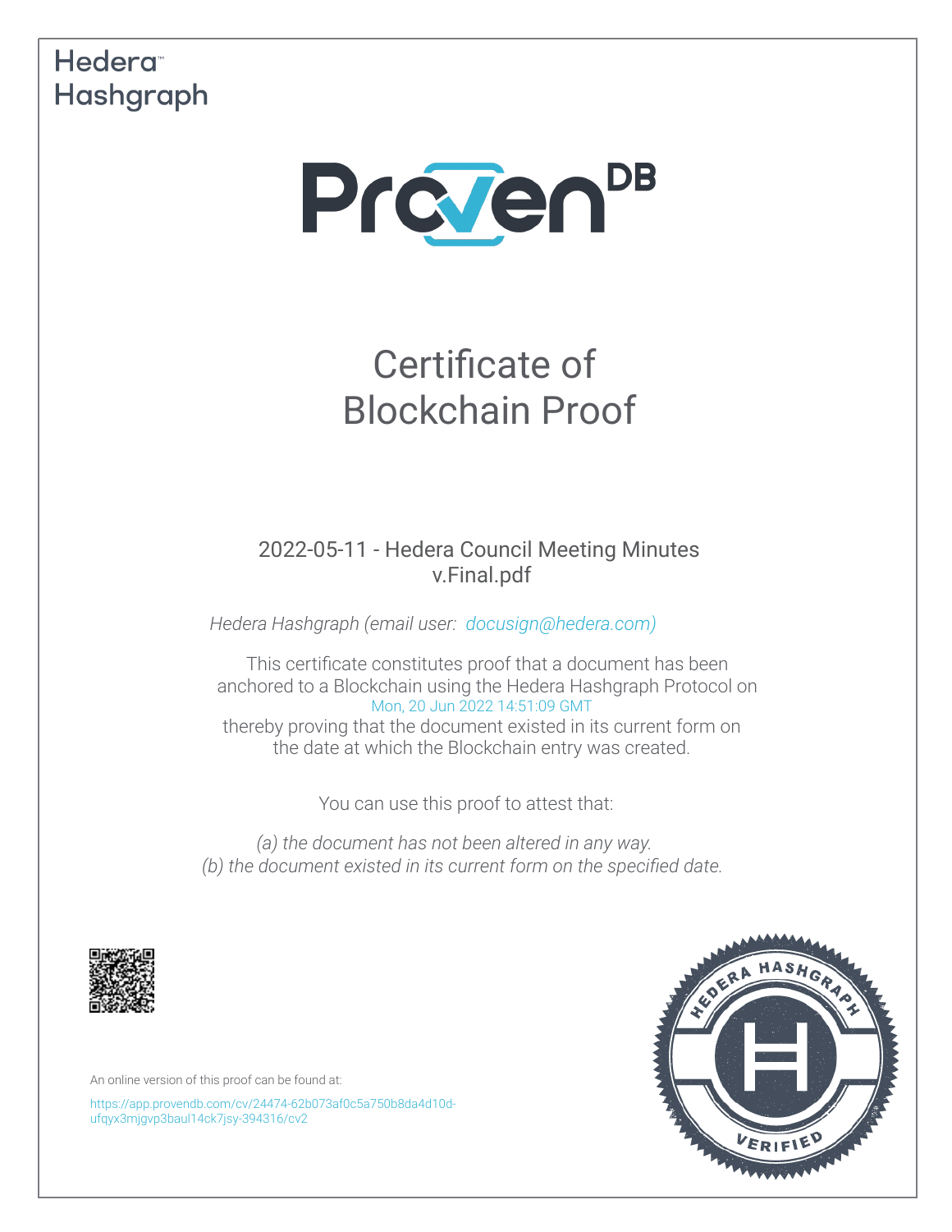Hedera Hashgraph

ProvenDB

# Certificate of Blockchain Proof

2022-05-11 - Hedera Council Meeting Minutes v.Final.pdf

*Hedera Hashgraph (email user: docusign@hedera.com)*

This certificate constitutes proof that a document has been anchored to a Blockchain using the Hedera Hashgraph Protocol on Mon, 20 Jun 2022 14:51:09 GMT thereby proving that the document existed in its current form on the date at which the Blockchain entry was created.

You can use this proof to attest that:

*(a) the document has not been altered in any way.*
*(b) the document existed in its current form on the specified date.*

An online version of this proof can be found at:

https://app.provendb.com/cv/24474-62b073af0c5a750b8da4d10d-ufqyx3mjgvp3baul14ck7jsy-394316/cv2

HEDERA HASHGRAPH VERIFIED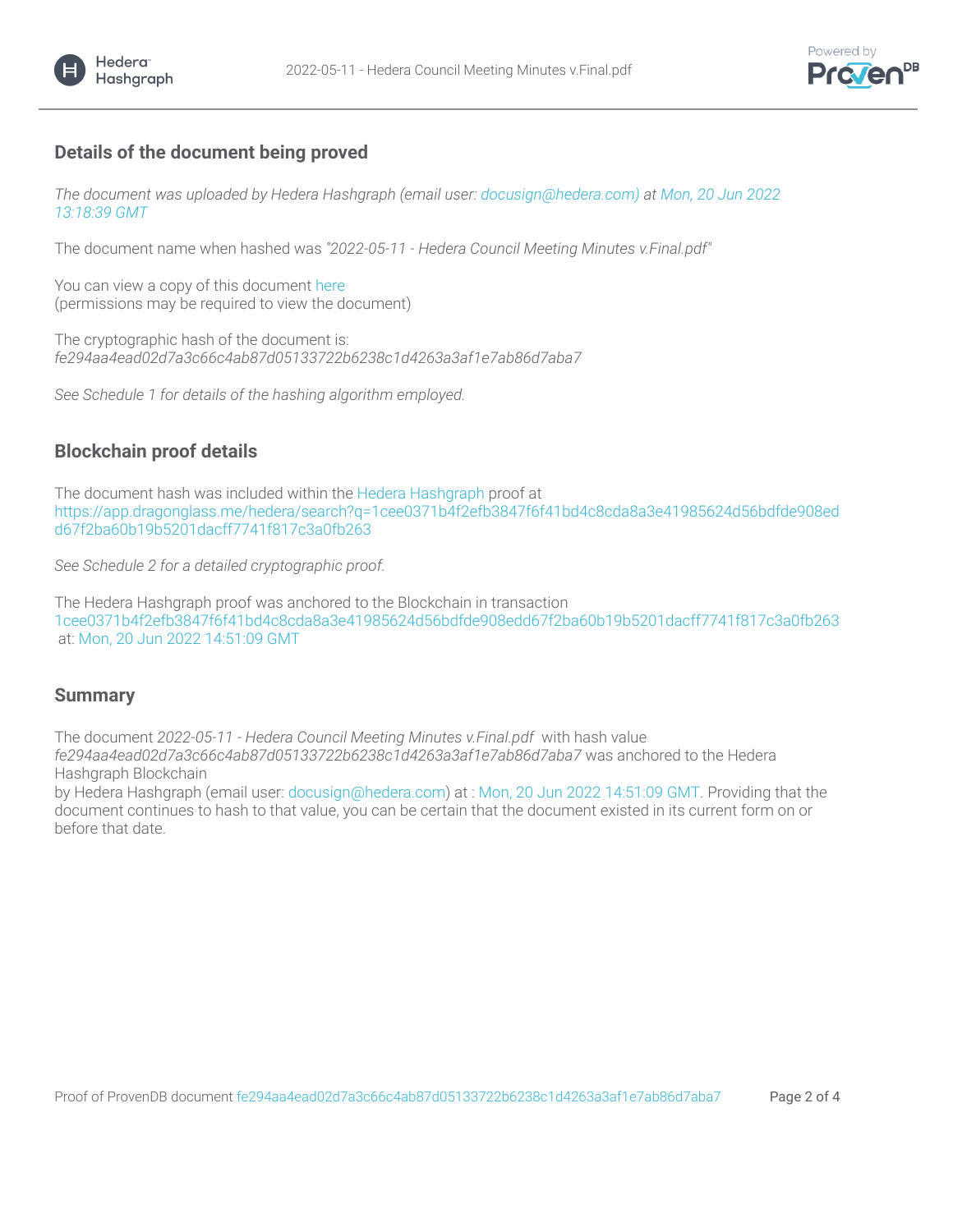## Details of the document being proved

*The document was uploaded by Hedera Hashgraph (email user: docusign@hedera.com) at Mon, 20 Jun 2022 13:18:39 GMT*

The document name when hashed was *"2022-05-11 - Hedera Council Meeting Minutes v.Final.pdf"*

You can view a copy of this document here
(permissions may be required to view the document)

The cryptographic hash of the document is:
*fe294aa4ead02d7a3c66c4ab87d05133722b6238c1d4263a3af1e7ab86d7aba7*

*See Schedule 1 for details of the hashing algorithm employed.*

## Blockchain proof details

The document hash was included within the Hedera Hashgraph proof at
https://app.dragonglass.me/hedera/search?q=1cee0371b4f2efb3847f6f41bd4c8cda8a3e41985624d56bdfde908edd67f2ba60b19b5201dacff7741f817c3a0fb263

*See Schedule 2 for a detailed cryptographic proof.*

The Hedera Hashgraph proof was anchored to the Blockchain in transaction
1cee0371b4f2efb3847f6f41bd4c8cda8a3e41985624d56bdfde908edd67f2ba60b19b5201dacff7741f817c3a0fb263
at: Mon, 20 Jun 2022 14:51:09 GMT

## Summary

The document *2022-05-11 - Hedera Council Meeting Minutes v.Final.pdf* with hash value *fe294aa4ead02d7a3c66c4ab87d05133722b6238c1d4263a3af1e7ab86d7aba7* was anchored to the Hedera Hashgraph Blockchain
by Hedera Hashgraph (email user: docusign@hedera.com) at : Mon, 20 Jun 2022 14:51:09 GMT. Providing that the document continues to hash to that value, you can be certain that the document existed in its current form on or before that date.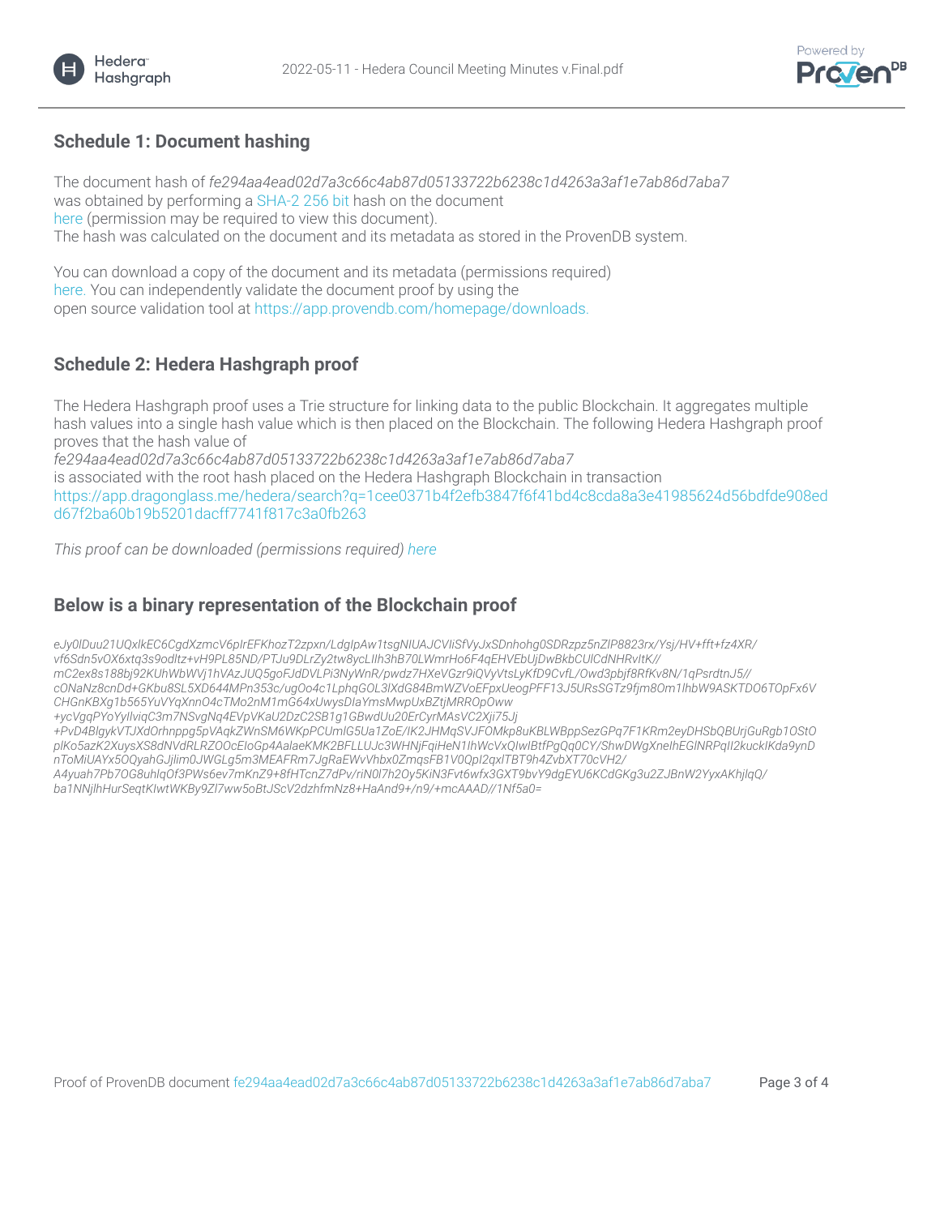## Schedule 1: Document hashing

The document hash of *fe294aa4ead02d7a3c66c4ab87d05133722b6238c1d4263a3af1e7ab86d7aba7* was obtained by performing a SHA-2 256 bit hash on the document here (permission may be required to view this document).
The hash was calculated on the document and its metadata as stored in the ProvenDB system.

You can download a copy of the document and its metadata (permissions required) here. You can independently validate the document proof by using the open source validation tool at https://app.provendb.com/homepage/downloads.

## Schedule 2: Hedera Hashgraph proof

The Hedera Hashgraph proof uses a Trie structure for linking data to the public Blockchain. It aggregates multiple hash values into a single hash value which is then placed on the Blockchain. The following Hedera Hashgraph proof proves that the hash value of
*fe294aa4ead02d7a3c66c4ab87d05133722b6238c1d4263a3af1e7ab86d7aba7*
is associated with the root hash placed on the Hedera Hashgraph Blockchain in transaction
https://app.dragonglass.me/hedera/search?q=1cee0371b4f2efb3847f6f41bd4c8cda8a3e41985624d56bdfde908edd67f2ba60b19b5201dacff7741f817c3a0fb263

*This proof can be downloaded (permissions required) here*

## Below is a binary representation of the Blockchain proof

*eJy0lDuu21UQxlkEC6CgdXzmcV6plrEFKhozT2zpxn/LdgIpAw1tsgNIUAJCVIiSfVyJxSDnhohg0SDRzpz5nZlP8823rx/Ysj/HV+fft+fz4XR/
vf6Sdn5vOX6xtq3s9odltz+vH9PL85ND/PTJu9DLrZy2tw8ycLIlh3hB70LWmrHo6F4qEHVEbUjDwBkbCUlCdNHRvltK//
mC2ex8s188bj92KUhWbWVj1hVAzJUQ5goFJdDVLPi3NyWnR/pwdz7HXeVGzr9iQVyVtsLyKfD9CvfL/Owd3pbjf8RfKv8N/1qPsrdtnJ5//
cONaNz8cnDd+GKbu8SL5XD644MPn353c/ugOo4c1LphqGOL3lXdG84BmWZVoEFpxUeogPFF13J5URsSGTz9fjm8Om1lhbW9ASKTDO6TOpFx6V
CHGnKBXg1b565YuVYqXnnO4cTMo2nM1mG64xUwysDlaYmsMwpUxBZtjMRROpOww
+ycVgqPYoYylIviqC3m7NSvgNq4EVpVKaU2DzC2SB1g1GBwdUu20ErCyrMAsVC2Xji75Jj
+PvD4BlgykVTJXdOrhnppg5pVAqkZWnSM6WKpPCUmlG5Ua1ZoE/lK2JHMqSVJFOMkp8uKBLWBppSezGPq7F1KRm2eyDHSbQBUrjGuRgb1OStO
plKo5azK2XuysXS8dNVdRLRZOOcEIoGp4AalaeKMK2BFLLUJc3WHNjFqiHeN1lhWcVxQIwIBtfPgQq0CY/ShwDWgXneIhEGlNRPqlI2kuckIKda9ynD
nToMiUAYx5OQyahGJjlim0JWGLg5m3MEAFRm7JgRaEWvVhbx0ZmqsFB1V0QpI2qxITBT9h4ZvbXT70cVH2/
A4yuah7Pb7OG8uhlqOf3PWs6ev7mKnZ9+8fHTcnZ7dPv/riN0l7h2Oy5KiN3Fvt6wfx3GXT9bvY9dgEYU6KCdGKg3u2ZJBnW2YyxAKhjlqQ/
ba1NNjlhHurSeqtKIwtWKBy9Zl7ww5oBtJScV2dzhfmNz8+HaAnd9+/n9/+mcAAAD//1Nf5a0=*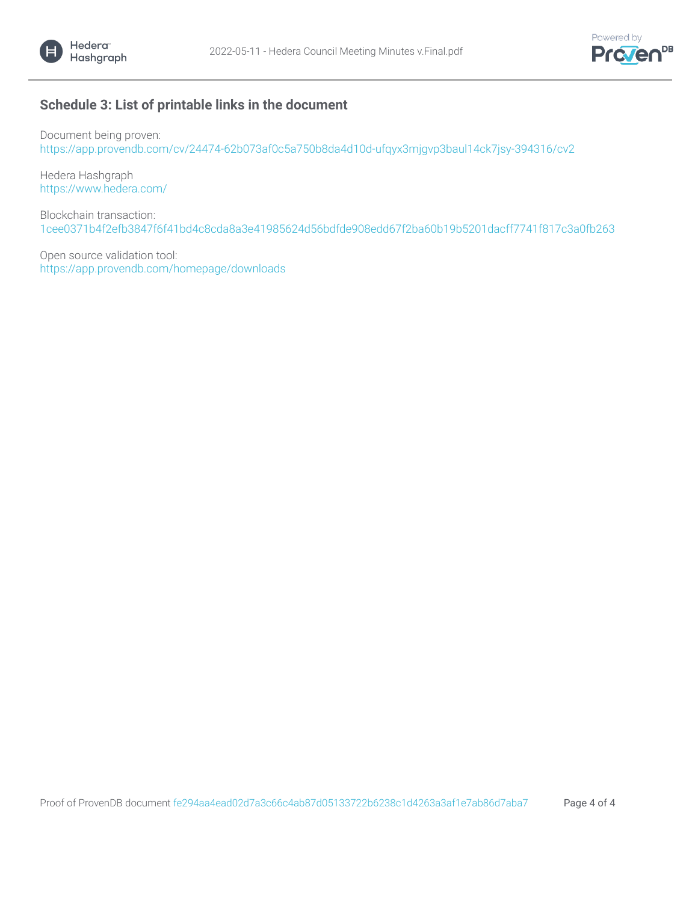## Schedule 3: List of printable links in the document

Document being proven:
https://app.provendb.com/cv/24474-62b073af0c5a750b8da4d10d-ufqyx3mjgvp3baul14ck7jsy-394316/cv2

Hedera Hashgraph
https://www.hedera.com/

Blockchain transaction:
1cee0371b4f2efb3847f6f41bd4c8cda8a3e41985624d56bdfde908edd67f2ba60b19b5201dacff7741f817c3a0fb263

Open source validation tool:
https://app.provendb.com/homepage/downloads